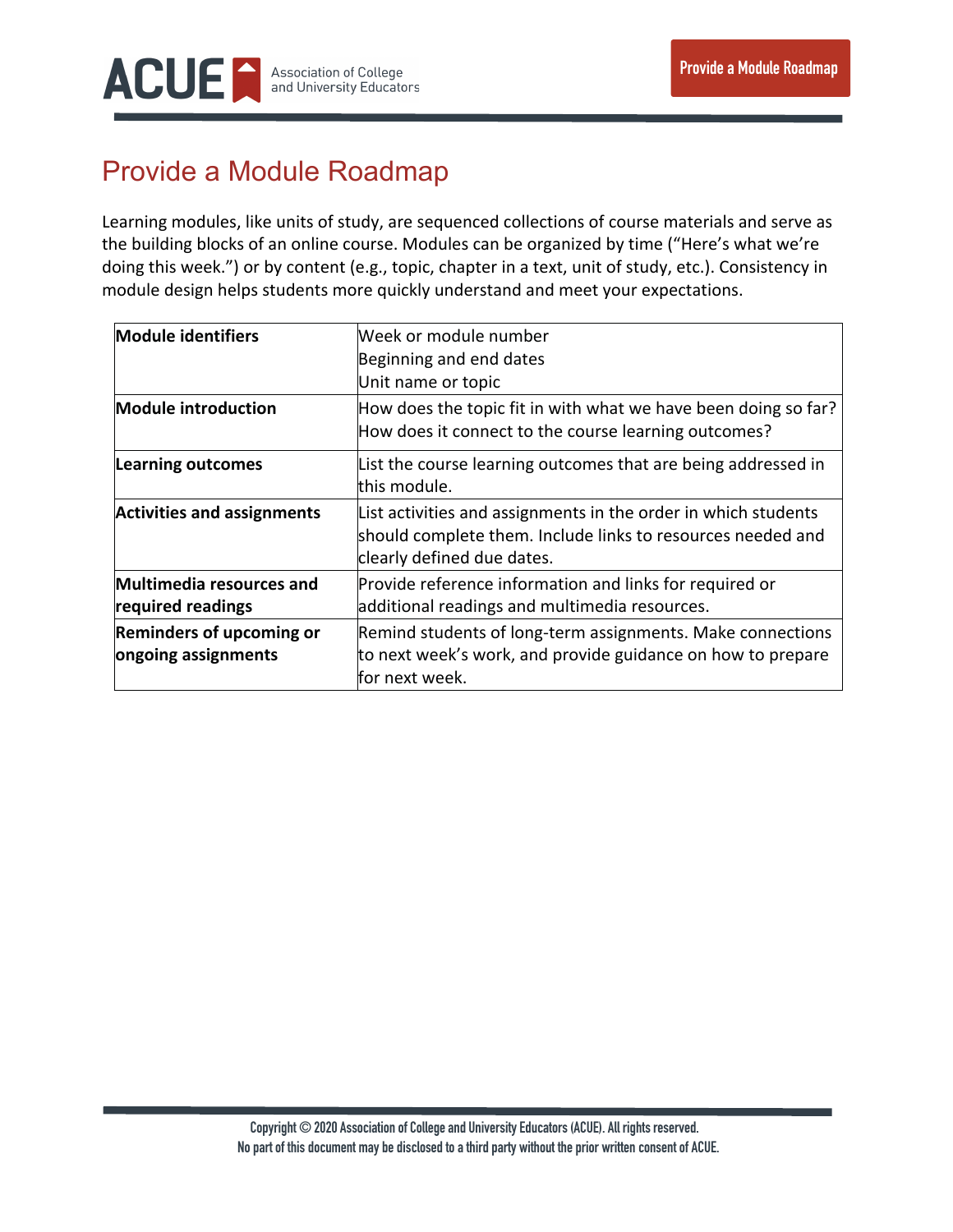# Provide a Module Roadmap

Learning modules, like units of study, are sequenced collections of course materials and serve as the building blocks of an online course. Modules can be organized by time ("Here's what we're doing this week.") or by content (e.g., topic, chapter in a text, unit of study, etc.). Consistency in module design helps students more quickly understand and meet your expectations.

| | |
|---|---|
| **Module identifiers** | Week or module number<br>Beginning and end dates<br>Unit name or topic |
| **Module introduction** | How does the topic fit in with what we have been doing so far?<br>How does it connect to the course learning outcomes? |
| **Learning outcomes** | List the course learning outcomes that are being addressed in this module. |
| **Activities and assignments** | List activities and assignments in the order in which students should complete them. Include links to resources needed and clearly defined due dates. |
| **Multimedia resources and required readings** | Provide reference information and links for required or additional readings and multimedia resources. |
| **Reminders of upcoming or ongoing assignments** | Remind students of long-term assignments. Make connections to next week's work, and provide guidance on how to prepare for next week. |

Copyright © 2020 Association of College and University Educators (ACUE). All rights reserved.
No part of this document may be disclosed to a third party without the prior written consent of ACUE.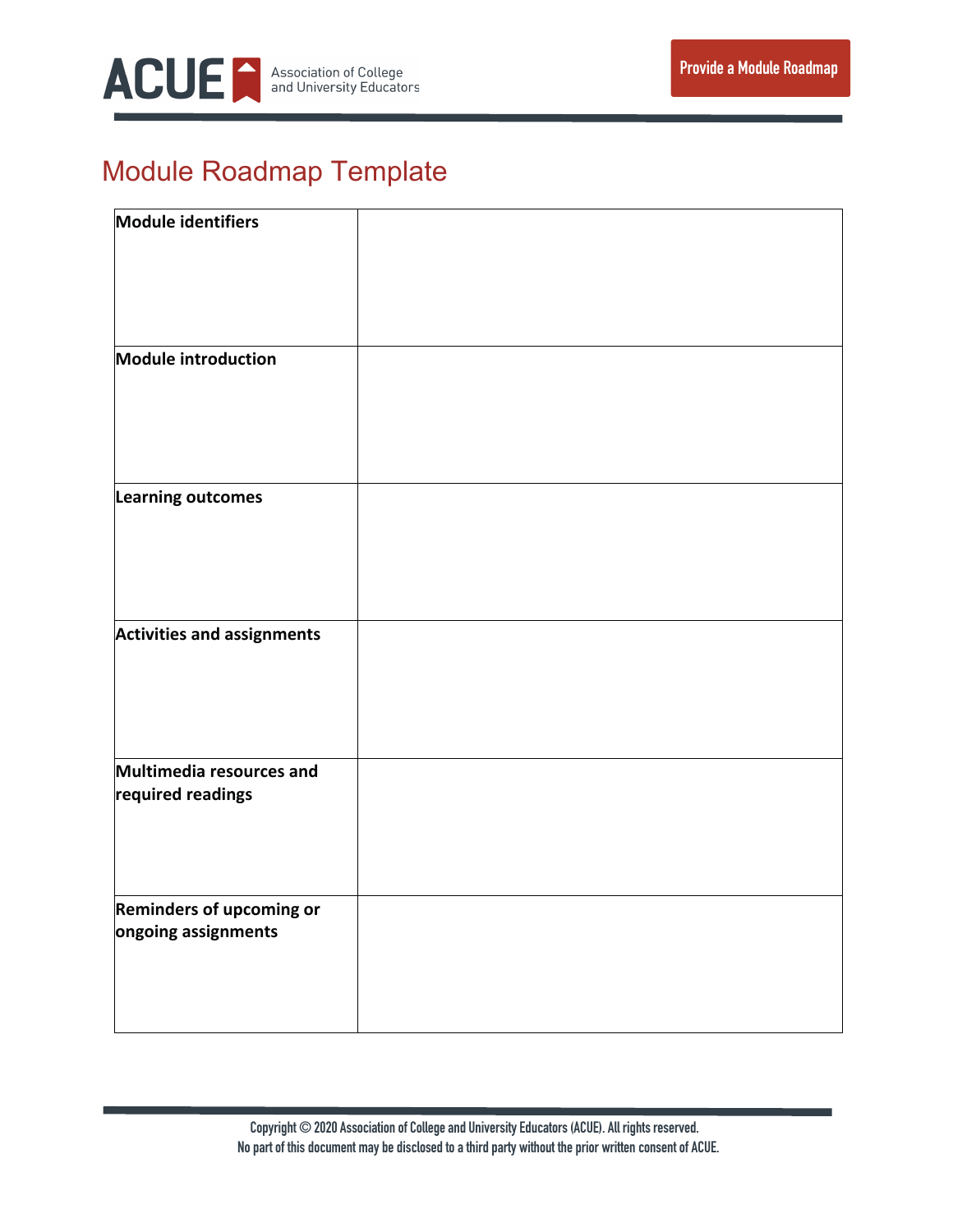# Module Roadmap Template

| | |
|---|---|
| **Module identifiers** | |
| **Module introduction** | |
| **Learning outcomes** | |
| **Activities and assignments** | |
| **Multimedia resources and required readings** | |
| **Reminders of upcoming or ongoing assignments** | |